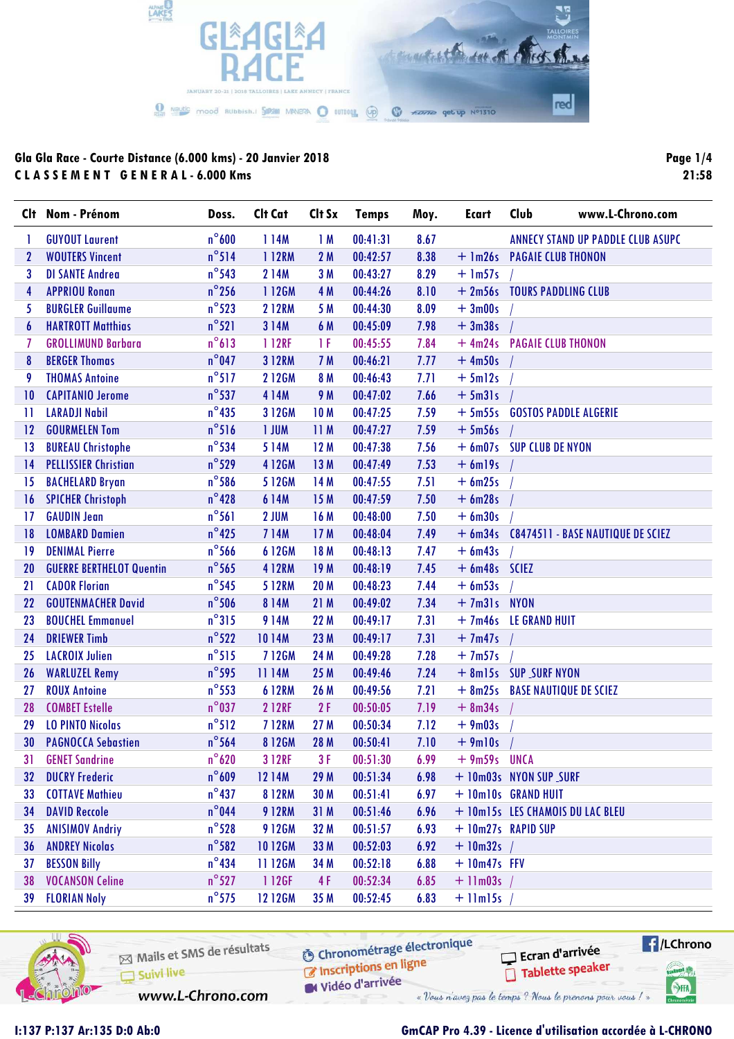Gla Gla Race - Courte Distance (6.000 kms) - 20 Janvier 2018

C L A S S E M E N T   G E N E R A L - 6.000 Kms

21:58

| Clt | Nom - Prénom | Doss. | Clt Cat | Clt Sx | Temps | Moy. | Ecart | Club www.L-Chrono.com |
|---|---|---|---|---|---|---|---|---|
| 1 | GUYOUT Laurent | n°600 | 1 14M | 1 M | 00:41:31 | 8.67 | | ANNECY STAND UP PADDLE CLUB ASUPC |
| 2 | WOUTERS Vincent | n°514 | 1 12RM | 2 M | 00:42:57 | 8.38 | + 1m26s | PAGAIE CLUB THONON |
| 3 | DI SANTE Andrea | n°543 | 2 14M | 3 M | 00:43:27 | 8.29 | + 1m57s | / |
| 4 | APPRIOU Ronan | n°256 | 1 12GM | 4 M | 00:44:26 | 8.10 | + 2m56s | TOURS PADDLING CLUB |
| 5 | BURGLER Guillaume | n°523 | 2 12RM | 5 M | 00:44:30 | 8.09 | + 3m00s | / |
| 6 | HARTROTT Matthias | n°521 | 3 14M | 6 M | 00:45:09 | 7.98 | + 3m38s | / |
| 7 | GROLLIMUND Barbara | n°613 | 1 12RF | 1 F | 00:45:55 | 7.84 | + 4m24s | PAGAIE CLUB THONON |
| 8 | BERGER Thomas | n°047 | 3 12RM | 7 M | 00:46:21 | 7.77 | + 4m50s | / |
| 9 | THOMAS Antoine | n°517 | 2 12GM | 8 M | 00:46:43 | 7.71 | + 5m12s | / |
| 10 | CAPITANIO Jerome | n°537 | 4 14M | 9 M | 00:47:02 | 7.66 | + 5m31s | / |
| 11 | LARADJI Nabil | n°435 | 3 12GM | 10 M | 00:47:25 | 7.59 | + 5m55s | GOSTOS PADDLE ALGERIE |
| 12 | GOURMELEN Tom | n°516 | 1 JUM | 11 M | 00:47:27 | 7.59 | + 5m56s | / |
| 13 | BUREAU Christophe | n°534 | 5 14M | 12 M | 00:47:38 | 7.56 | + 6m07s | SUP CLUB DE NYON |
| 14 | PELLISSIER Christian | n°529 | 4 12GM | 13 M | 00:47:49 | 7.53 | + 6m19s | / |
| 15 | BACHELARD Bryan | n°586 | 5 12GM | 14 M | 00:47:55 | 7.51 | + 6m25s | / |
| 16 | SPICHER Christoph | n°428 | 6 14M | 15 M | 00:47:59 | 7.50 | + 6m28s | / |
| 17 | GAUDIN Jean | n°561 | 2 JUM | 16 M | 00:48:00 | 7.50 | + 6m30s | / |
| 18 | LOMBARD Damien | n°425 | 7 14M | 17 M | 00:48:04 | 7.49 | + 6m34s | C8474511 - BASE NAUTIQUE DE SCIEZ |
| 19 | DENIMAL Pierre | n°566 | 6 12GM | 18 M | 00:48:13 | 7.47 | + 6m43s | / |
| 20 | GUERRE BERTHELOT Quentin | n°565 | 4 12RM | 19 M | 00:48:19 | 7.45 | + 6m48s | SCIEZ |
| 21 | CADOR Florian | n°545 | 5 12RM | 20 M | 00:48:23 | 7.44 | + 6m53s | / |
| 22 | GOUTENMACHER David | n°506 | 8 14M | 21 M | 00:49:02 | 7.34 | + 7m31s | NYON |
| 23 | BOUCHEL Emmanuel | n°315 | 9 14M | 22 M | 00:49:17 | 7.31 | + 7m46s | LE GRAND HUIT |
| 24 | DRIEWER Timb | n°522 | 10 14M | 23 M | 00:49:17 | 7.31 | + 7m47s | / |
| 25 | LACROIX Julien | n°515 | 7 12GM | 24 M | 00:49:28 | 7.28 | + 7m57s | / |
| 26 | WARLUZEL Remy | n°595 | 11 14M | 25 M | 00:49:46 | 7.24 | + 8m15s | SUP _SURF NYON |
| 27 | ROUX Antoine | n°553 | 6 12RM | 26 M | 00:49:56 | 7.21 | + 8m25s | BASE NAUTIQUE DE SCIEZ |
| 28 | COMBET Estelle | n°037 | 2 12RF | 2 F | 00:50:05 | 7.19 | + 8m34s | / |
| 29 | LO PINTO Nicolas | n°512 | 7 12RM | 27 M | 00:50:34 | 7.12 | + 9m03s | / |
| 30 | PAGNOCCA Sebastien | n°564 | 8 12GM | 28 M | 00:50:41 | 7.10 | + 9m10s | / |
| 31 | GENET Sandrine | n°620 | 3 12RF | 3 F | 00:51:30 | 6.99 | + 9m59s | UNCA |
| 32 | DUCRY Frederic | n°609 | 12 14M | 29 M | 00:51:34 | 6.98 | + 10m03s | NYON SUP _SURF |
| 33 | COTTAVE Mathieu | n°437 | 8 12RM | 30 M | 00:51:41 | 6.97 | + 10m10s | GRAND HUIT |
| 34 | DAVID Reccole | n°044 | 9 12RM | 31 M | 00:51:46 | 6.96 | + 10m15s | LES CHAMOIS DU LAC BLEU |
| 35 | ANISIMOV Andriy | n°528 | 9 12GM | 32 M | 00:51:57 | 6.93 | + 10m27s | RAPID SUP |
| 36 | ANDREY Nicolas | n°582 | 10 12GM | 33 M | 00:52:03 | 6.92 | + 10m32s | / |
| 37 | BESSON Billy | n°434 | 11 12GM | 34 M | 00:52:18 | 6.88 | + 10m47s | FFV |
| 38 | VOCANSON Celine | n°527 | 1 12GF | 4 F | 00:52:34 | 6.85 | + 11m03s | / |
| 39 | FLORIAN Noly | n°575 | 12 12GM | 35 M | 00:52:45 | 6.83 | + 11m15s | / |

Mails et SMS de résultats · Suivi live · www.L-Chrono.com · Chronométrage électronique · Inscriptions en ligne · Vidéo d'arrivée · Ecran d'arrivée · Tablette speaker · /LChrono

« Vous n'avez pas le temps ? Nous le prenons pour vous ! »

I:137 P:137 Ar:135 D:0 Ab:0

GmCAP Pro 4.39 - Licence d'utilisation accordée à L-CHRONO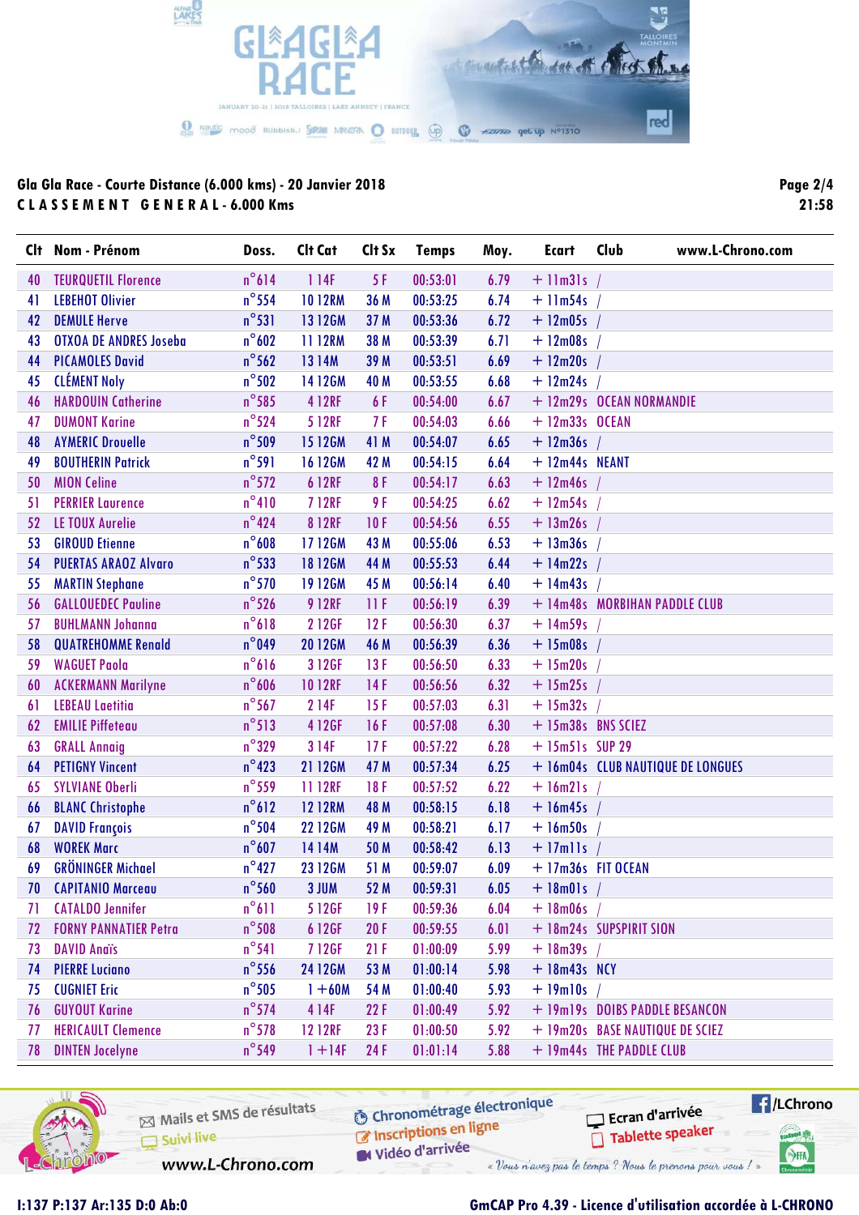Gla Gla Race - Courte Distance (6.000 kms) - 20 Janvier 2018

**C L A S S E M E N T   G E N E R A L - 6.000 Kms**

| Clt | Nom - Prénom | Doss. | Clt Cat | Clt Sx | Temps | Moy. | Ecart | Club |
|---|---|---|---|---|---|---|---|---|
| 40 | TEURQUETIL Florence | n°614 | 1 14F | 5 F | 00:53:01 | 6.79 | + 11m31s | / |
| 41 | LEBEHOT Olivier | n°554 | 10 12RM | 36 M | 00:53:25 | 6.74 | + 11m54s | / |
| 42 | DEMULE Herve | n°531 | 13 12GM | 37 M | 00:53:36 | 6.72 | + 12m05s | / |
| 43 | OTXOA DE ANDRES Joseba | n°602 | 11 12RM | 38 M | 00:53:39 | 6.71 | + 12m08s | / |
| 44 | PICAMOLES David | n°562 | 13 14M | 39 M | 00:53:51 | 6.69 | + 12m20s | / |
| 45 | CLÉMENT Noly | n°502 | 14 12GM | 40 M | 00:53:55 | 6.68 | + 12m24s | / |
| 46 | HARDOUIN Catherine | n°585 | 4 12RF | 6 F | 00:54:00 | 6.67 | + 12m29s | OCEAN NORMANDIE |
| 47 | DUMONT Karine | n°524 | 5 12RF | 7 F | 00:54:03 | 6.66 | + 12m33s | OCEAN |
| 48 | AYMERIC Drouelle | n°509 | 15 12GM | 41 M | 00:54:07 | 6.65 | + 12m36s | / |
| 49 | BOUTHERIN Patrick | n°591 | 16 12GM | 42 M | 00:54:15 | 6.64 | + 12m44s | NEANT |
| 50 | MION Celine | n°572 | 6 12RF | 8 F | 00:54:17 | 6.63 | + 12m46s | / |
| 51 | PERRIER Laurence | n°410 | 7 12RF | 9 F | 00:54:25 | 6.62 | + 12m54s | / |
| 52 | LE TOUX Aurelie | n°424 | 8 12RF | 10 F | 00:54:56 | 6.55 | + 13m26s | / |
| 53 | GIROUD Etienne | n°608 | 17 12GM | 43 M | 00:55:06 | 6.53 | + 13m36s | / |
| 54 | PUERTAS ARAOZ Alvaro | n°533 | 18 12GM | 44 M | 00:55:53 | 6.44 | + 14m22s | / |
| 55 | MARTIN Stephane | n°570 | 19 12GM | 45 M | 00:56:14 | 6.40 | + 14m43s | / |
| 56 | GALLOUEDEC Pauline | n°526 | 9 12RF | 11 F | 00:56:19 | 6.39 | + 14m48s | MORBIHAN PADDLE CLUB |
| 57 | BUHLMANN Johanna | n°618 | 2 12GF | 12 F | 00:56:30 | 6.37 | + 14m59s | / |
| 58 | QUATREHOMME Renald | n°049 | 20 12GM | 46 M | 00:56:39 | 6.36 | + 15m08s | / |
| 59 | WAGUET Paola | n°616 | 3 12GF | 13 F | 00:56:50 | 6.33 | + 15m20s | / |
| 60 | ACKERMANN Marilyne | n°606 | 10 12RF | 14 F | 00:56:56 | 6.32 | + 15m25s | / |
| 61 | LEBEAU Laetitia | n°567 | 2 14F | 15 F | 00:57:03 | 6.31 | + 15m32s | / |
| 62 | EMILIE Piffeteau | n°513 | 4 12GF | 16 F | 00:57:08 | 6.30 | + 15m38s | BNS SCIEZ |
| 63 | GRALL Annaig | n°329 | 3 14F | 17 F | 00:57:22 | 6.28 | + 15m51s | SUP 29 |
| 64 | PETIGNY Vincent | n°423 | 21 12GM | 47 M | 00:57:34 | 6.25 | + 16m04s | CLUB NAUTIQUE DE LONGUES |
| 65 | SYLVIANE Oberli | n°559 | 11 12RF | 18 F | 00:57:52 | 6.22 | + 16m21s | / |
| 66 | BLANC Christophe | n°612 | 12 12RM | 48 M | 00:58:15 | 6.18 | + 16m45s | / |
| 67 | DAVID François | n°504 | 22 12GM | 49 M | 00:58:21 | 6.17 | + 16m50s | / |
| 68 | WOREK Marc | n°607 | 14 14M | 50 M | 00:58:42 | 6.13 | + 17m11s | / |
| 69 | GRÖNINGER Michael | n°427 | 23 12GM | 51 M | 00:59:07 | 6.09 | + 17m36s | FIT OCEAN |
| 70 | CAPITANIO Marceau | n°560 | 3 JUM | 52 M | 00:59:31 | 6.05 | + 18m01s | / |
| 71 | CATALDO Jennifer | n°611 | 5 12GF | 19 F | 00:59:36 | 6.04 | + 18m06s | / |
| 72 | FORNY PANNATIER Petra | n°508 | 6 12GF | 20 F | 00:59:55 | 6.01 | + 18m24s | SUPSPIRIT SION |
| 73 | DAVID Anaïs | n°541 | 7 12GF | 21 F | 01:00:09 | 5.99 | + 18m39s | / |
| 74 | PIERRE Luciano | n°556 | 24 12GM | 53 M | 01:00:14 | 5.98 | + 18m43s | NCY |
| 75 | CUGNIET Eric | n°505 | 1 +60M | 54 M | 01:00:40 | 5.93 | + 19m10s | / |
| 76 | GUYOUT Karine | n°574 | 4 14F | 22 F | 01:00:49 | 5.92 | + 19m19s | DOIBS PADDLE BESANCON |
| 77 | HERICAULT Clemence | n°578 | 12 12RF | 23 F | 01:00:50 | 5.92 | + 19m20s | BASE NAUTIQUE DE SCIEZ |
| 78 | DINTEN Jocelyne | n°549 | 1 +14F | 24 F | 01:01:14 | 5.88 | + 19m44s | THE PADDLE CLUB |

I:137 P:137 Ar:135 D:0 Ab:0

GmCAP Pro 4.39 - Licence d'utilisation accordée à L-CHRONO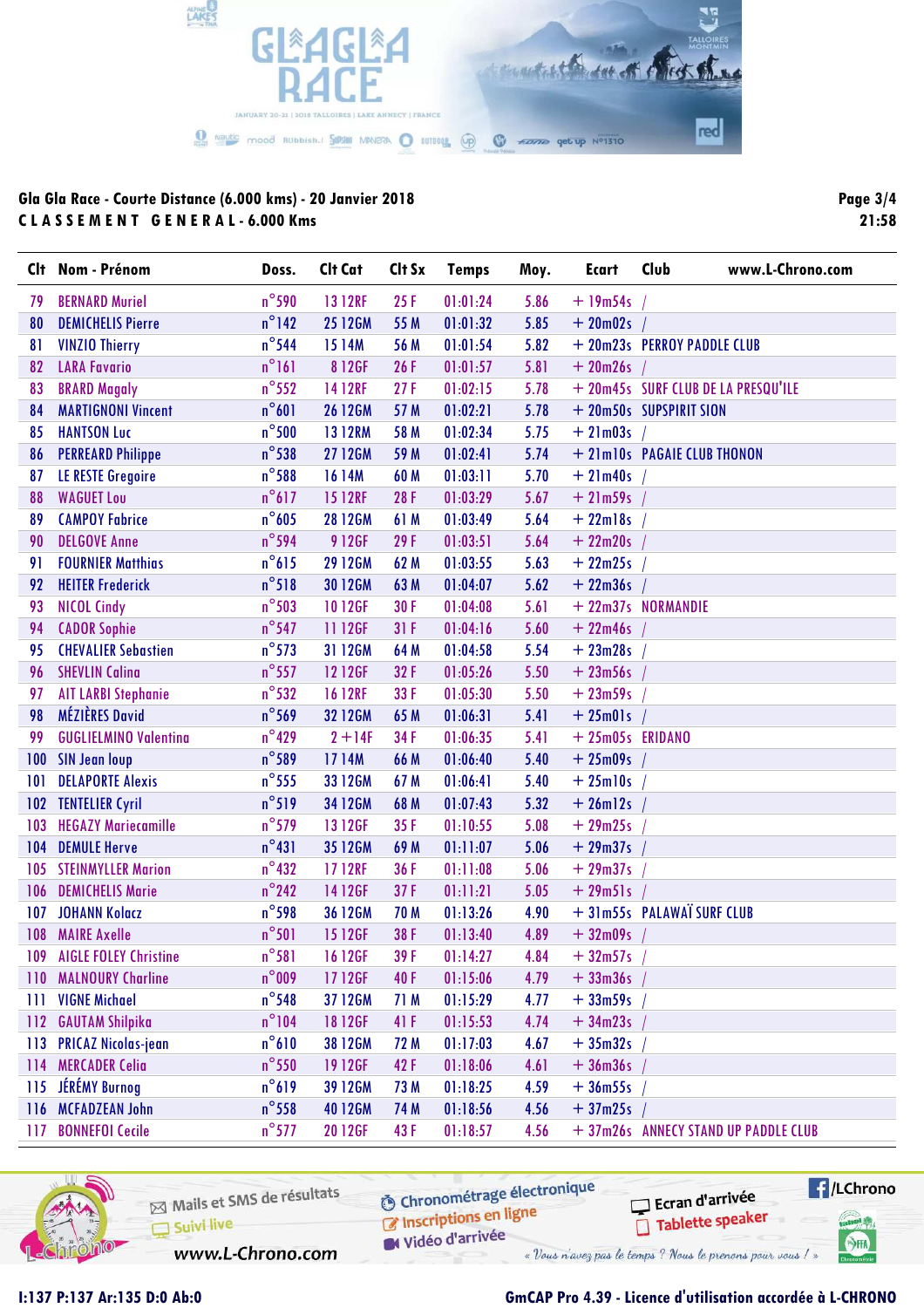Gla Gla Race - Courte Distance (6.000 kms) - 20 Janvier 2018

**C L A S S E M E N T   G E N E R A L - 6.000 Kms**

21:58

| Clt | Nom - Prénom | Doss. | Clt Cat | Clt Sx | Temps | Moy. | Ecart | Club www.L-Chrono.com |
|---|---|---|---|---|---|---|---|---|
| 79 | BERNARD Muriel | n°590 | 13 12RF | 25 F | 01:01:24 | 5.86 | + 19m54s | / |
| 80 | DEMICHELIS Pierre | n°142 | 25 12GM | 55 M | 01:01:32 | 5.85 | + 20m02s | / |
| 81 | VINZIO Thierry | n°544 | 15 14M | 56 M | 01:01:54 | 5.82 | + 20m23s | PERROY PADDLE CLUB |
| 82 | LARA Favario | n°161 | 8 12GF | 26 F | 01:01:57 | 5.81 | + 20m26s | / |
| 83 | BRARD Magaly | n°552 | 14 12RF | 27 F | 01:02:15 | 5.78 | + 20m45s | SURF CLUB DE LA PRESQU'ILE |
| 84 | MARTIGNONI Vincent | n°601 | 26 12GM | 57 M | 01:02:21 | 5.78 | + 20m50s | SUPSPIRIT SION |
| 85 | HANTSON Luc | n°500 | 13 12RM | 58 M | 01:02:34 | 5.75 | + 21m03s | / |
| 86 | PERREARD Philippe | n°538 | 27 12GM | 59 M | 01:02:41 | 5.74 | + 21m10s | PAGAIE CLUB THONON |
| 87 | LE RESTE Gregoire | n°588 | 16 14M | 60 M | 01:03:11 | 5.70 | + 21m40s | / |
| 88 | WAGUET Lou | n°617 | 15 12RF | 28 F | 01:03:29 | 5.67 | + 21m59s | / |
| 89 | CAMPOY Fabrice | n°605 | 28 12GM | 61 M | 01:03:49 | 5.64 | + 22m18s | / |
| 90 | DELGOVE Anne | n°594 | 9 12GF | 29 F | 01:03:51 | 5.64 | + 22m20s | / |
| 91 | FOURNIER Matthias | n°615 | 29 12GM | 62 M | 01:03:55 | 5.63 | + 22m25s | / |
| 92 | HEITER Frederick | n°518 | 30 12GM | 63 M | 01:04:07 | 5.62 | + 22m36s | / |
| 93 | NICOL Cindy | n°503 | 10 12GF | 30 F | 01:04:08 | 5.61 | + 22m37s | NORMANDIE |
| 94 | CADOR Sophie | n°547 | 11 12GF | 31 F | 01:04:16 | 5.60 | + 22m46s | / |
| 95 | CHEVALIER Sebastien | n°573 | 31 12GM | 64 M | 01:04:58 | 5.54 | + 23m28s | / |
| 96 | SHEVLIN Calina | n°557 | 12 12GF | 32 F | 01:05:26 | 5.50 | + 23m56s | / |
| 97 | AIT LARBI Stephanie | n°532 | 16 12RF | 33 F | 01:05:30 | 5.50 | + 23m59s | / |
| 98 | MÉZIÈRES David | n°569 | 32 12GM | 65 M | 01:06:31 | 5.41 | + 25m01s | / |
| 99 | GUGLIELMINO Valentina | n°429 | 2 +14F | 34 F | 01:06:35 | 5.41 | + 25m05s | ERIDANO |
| 100 | SIN Jean loup | n°589 | 17 14M | 66 M | 01:06:40 | 5.40 | + 25m09s | / |
| 101 | DELAPORTE Alexis | n°555 | 33 12GM | 67 M | 01:06:41 | 5.40 | + 25m10s | / |
| 102 | TENTELIER Cyril | n°519 | 34 12GM | 68 M | 01:07:43 | 5.32 | + 26m12s | / |
| 103 | HEGAZY Mariecamille | n°579 | 13 12GF | 35 F | 01:10:55 | 5.08 | + 29m25s | / |
| 104 | DEMULE Herve | n°431 | 35 12GM | 69 M | 01:11:07 | 5.06 | + 29m37s | / |
| 105 | STEINMYLLER Marion | n°432 | 17 12RF | 36 F | 01:11:08 | 5.06 | + 29m37s | / |
| 106 | DEMICHELIS Marie | n°242 | 14 12GF | 37 F | 01:11:21 | 5.05 | + 29m51s | / |
| 107 | JOHANN Kolacz | n°598 | 36 12GM | 70 M | 01:13:26 | 4.90 | + 31m55s | PALAWAÏ SURF CLUB |
| 108 | MAIRE Axelle | n°501 | 15 12GF | 38 F | 01:13:40 | 4.89 | + 32m09s | / |
| 109 | AIGLE FOLEY Christine | n°581 | 16 12GF | 39 F | 01:14:27 | 4.84 | + 32m57s | / |
| 110 | MALNOURY Charline | n°009 | 17 12GF | 40 F | 01:15:06 | 4.79 | + 33m36s | / |
| 111 | VIGNE Michael | n°548 | 37 12GM | 71 M | 01:15:29 | 4.77 | + 33m59s | / |
| 112 | GAUTAM Shilpika | n°104 | 18 12GF | 41 F | 01:15:53 | 4.74 | + 34m23s | / |
| 113 | PRICAZ Nicolas-jean | n°610 | 38 12GM | 72 M | 01:17:03 | 4.67 | + 35m32s | / |
| 114 | MERCADER Celia | n°550 | 19 12GF | 42 F | 01:18:06 | 4.61 | + 36m36s | / |
| 115 | JÉRÉMY Burnog | n°619 | 39 12GM | 73 M | 01:18:25 | 4.59 | + 36m55s | / |
| 116 | MCFADZEAN John | n°558 | 40 12GM | 74 M | 01:18:56 | 4.56 | + 37m25s | / |
| 117 | BONNEFOI Cecile | n°577 | 20 12GF | 43 F | 01:18:57 | 4.56 | + 37m26s | ANNECY STAND UP PADDLE CLUB |

I:137 P:137 Ar:135 D:0 Ab:0

GmCAP Pro 4.39 - Licence d'utilisation accordée à L-CHRONO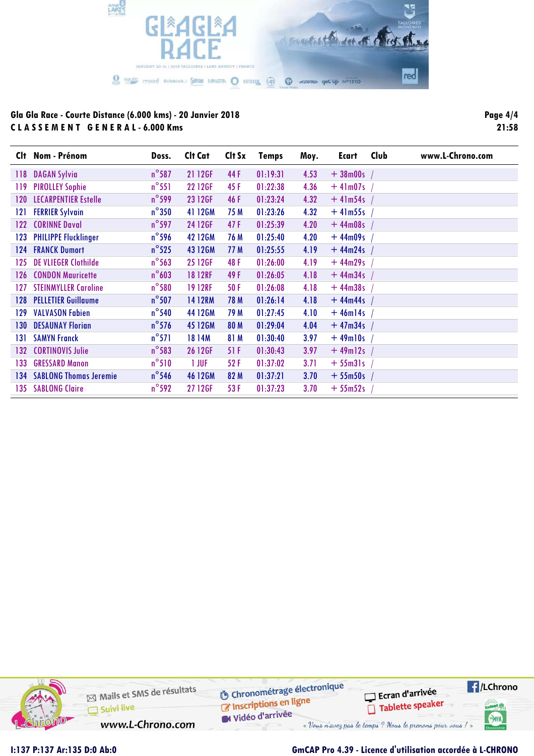**Gla Gla Race - Courte Distance (6.000 kms) - 20 Janvier 2018**

**C L A S S E M E N T   G E N E R A L - 6.000 Kms**

21:58

| Clt | Nom - Prénom | Doss. | Clt Cat | Clt Sx | Temps | Moy. | Ecart | Club | www.L-Chrono.com |
|---|---|---|---|---|---|---|---|---|---|
| 118 | DAGAN Sylvia | n°587 | 21 12GF | 44 F | 01:19:31 | 4.53 | + 38m00s | / | |
| 119 | PIROLLEY Sophie | n°551 | 22 12GF | 45 F | 01:22:38 | 4.36 | + 41m07s | / | |
| 120 | LECARPENTIER Estelle | n°599 | 23 12GF | 46 F | 01:23:24 | 4.32 | + 41m54s | / | |
| 121 | FERRIER Sylvain | n°350 | 41 12GM | 75 M | 01:23:26 | 4.32 | + 41m55s | / | |
| 122 | CORINNE Daval | n°597 | 24 12GF | 47 F | 01:25:39 | 4.20 | + 44m08s | / | |
| 123 | PHILIPPE Flucklinger | n°596 | 42 12GM | 76 M | 01:25:40 | 4.20 | + 44m09s | / | |
| 124 | FRANCK Dumort | n°525 | 43 12GM | 77 M | 01:25:55 | 4.19 | + 44m24s | / | |
| 125 | DE VLIEGER Clothilde | n°563 | 25 12GF | 48 F | 01:26:00 | 4.19 | + 44m29s | / | |
| 126 | CONDON Mauricette | n°603 | 18 12RF | 49 F | 01:26:05 | 4.18 | + 44m34s | / | |
| 127 | STEINMYLLER Caroline | n°580 | 19 12RF | 50 F | 01:26:08 | 4.18 | + 44m38s | / | |
| 128 | PELLETIER Guillaume | n°507 | 14 12RM | 78 M | 01:26:14 | 4.18 | + 44m44s | / | |
| 129 | VALVASON Fabien | n°540 | 44 12GM | 79 M | 01:27:45 | 4.10 | + 46m14s | / | |
| 130 | DESAUNAY Florian | n°576 | 45 12GM | 80 M | 01:29:04 | 4.04 | + 47m34s | / | |
| 131 | SAMYN Franck | n°571 | 18 14M | 81 M | 01:30:40 | 3.97 | + 49m10s | / | |
| 132 | CORTINOVIS Julie | n°583 | 26 12GF | 51 F | 01:30:43 | 3.97 | + 49m12s | / | |
| 133 | GRESSARD Manon | n°510 | 1 JUF | 52 F | 01:37:02 | 3.71 | + 55m31s | / | |
| 134 | SABLONG Thomas Jeremie | n°546 | 46 12GM | 82 M | 01:37:21 | 3.70 | + 55m50s | / | |
| 135 | SABLONG Claire | n°592 | 27 12GF | 53 F | 01:37:23 | 3.70 | + 55m52s | / | |

Mails et SMS de résultats
Suivi live
www.L-Chrono.com
Chronométrage électronique
Inscriptions en ligne
Vidéo d'arrivée
Ecran d'arrivée
Tablette speaker
/LChrono
« Vous n'avez pas le temps ? Nous le prenons pour vous ! »

I:137 P:137 Ar:135 D:0 Ab:0

GmCAP Pro 4.39 - Licence d'utilisation accordée à L-CHRONO